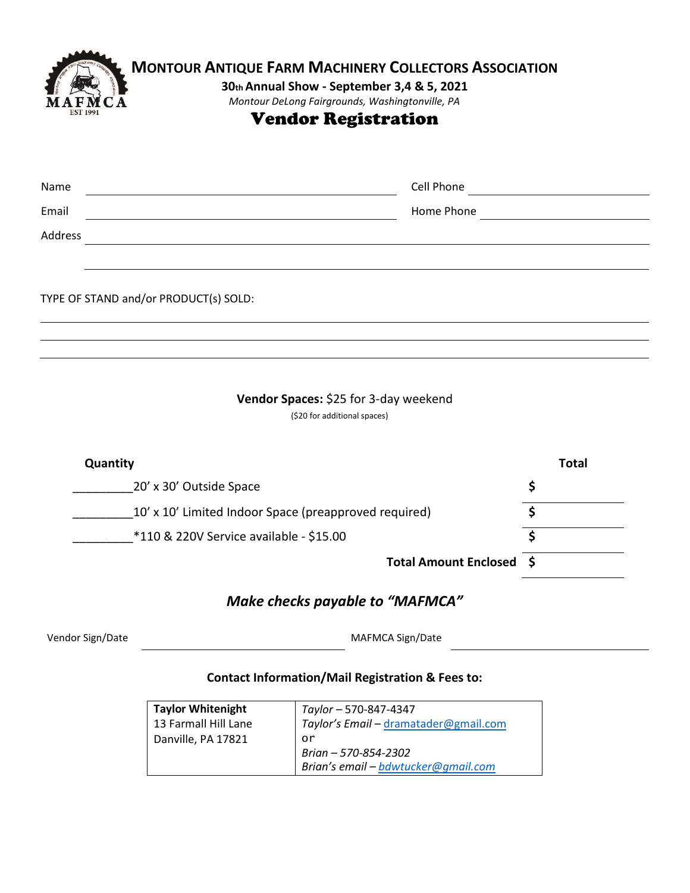# MONTOUR ANTIQUE FARM MACHINERY COLLECTORS ASSOCIATION

**30th Annual Show - September 3,4 & 5, 2021**

*Montour DeLong Fairgrounds, Washingtonville, PA*

## Vendor Registration

Name ______________________________ Cell Phone ______________________

Email ______________________________ Home Phone ______________________

Address ____________________________________________________________

____________________________________________________________

TYPE OF STAND and/or PRODUCT(s) SOLD:

____________________________________________________________

____________________________________________________________

____________________________________________________________

**Vendor Spaces:** $25 for 3-day weekend

($20 for additional spaces)

| Quantity | | Total |
|---|---|---|
| _________ | 20' x 30' Outside Space | $ |
| _________ | 10' x 10' Limited Indoor Space (preapproved required) | $ |
| _________ | *110 & 220V Service available - $15.00 | $ |
| | **Total Amount Enclosed** | $ |

***Make checks payable to "MAFMCA"***

Vendor Sign/Date ______________________ MAFMCA Sign/Date ______________________

**Contact Information/Mail Registration & Fees to:**

| | |
|---|---|
| **Taylor Whitenight**<br>13 Farmall Hill Lane<br>Danville, PA 17821 | *Taylor* – 570-847-4347<br>*Taylor's Email* – dramatader@gmail.com<br>or<br>*Brian – 570-854-2302*<br>*Brian's email – bdwtucker@gmail.com* |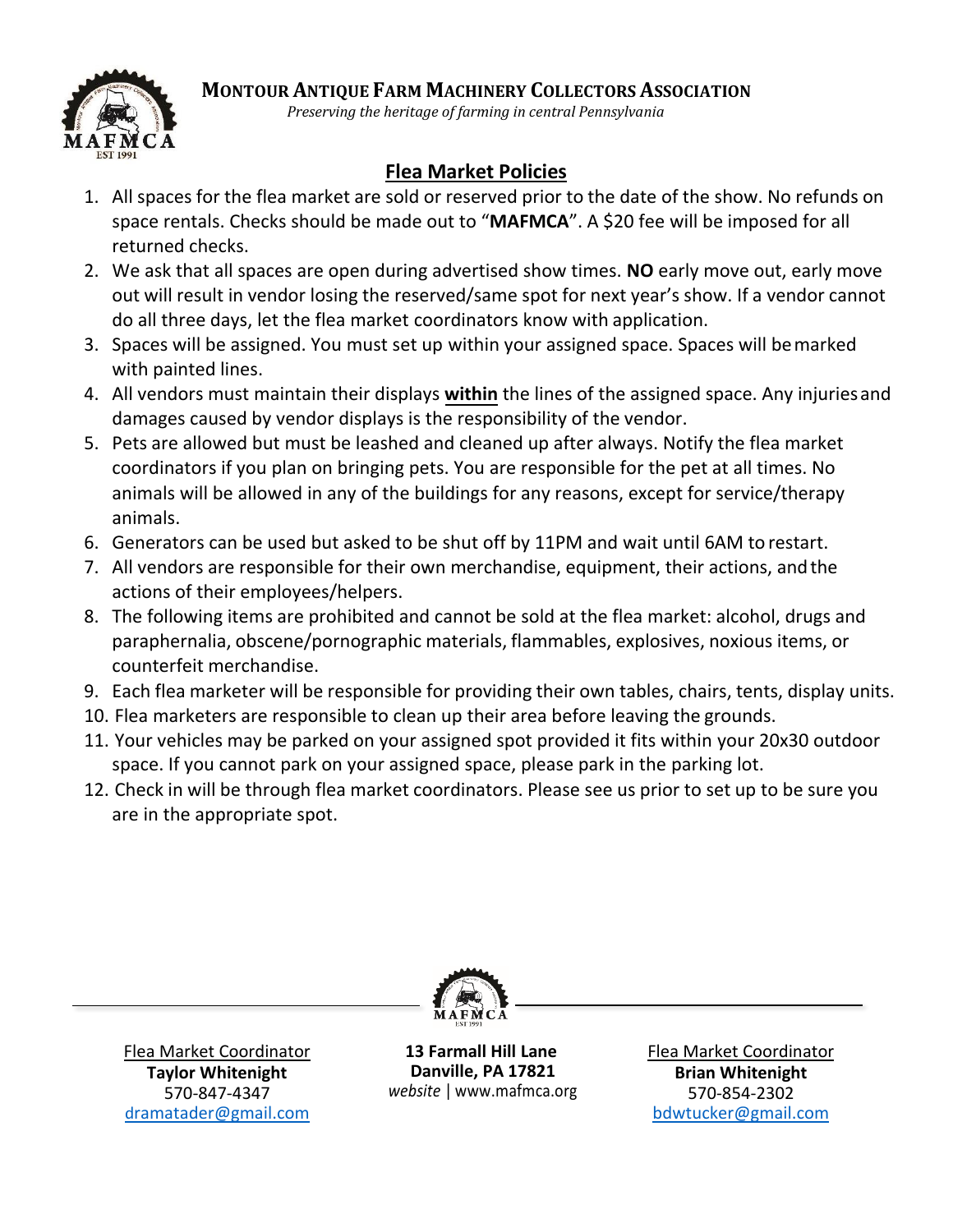**MONTOUR ANTIQUE FARM MACHINERY COLLECTORS ASSOCIATION**

*Preserving the heritage of farming in central Pennsylvania*

## Flea Market Policies

1. All spaces for the flea market are sold or reserved prior to the date of the show. No refunds on space rentals. Checks should be made out to "**MAFMCA**". A $20 fee will be imposed for all returned checks.
2. We ask that all spaces are open during advertised show times. **NO** early move out, early move out will result in vendor losing the reserved/same spot for next year's show. If a vendor cannot do all three days, let the flea market coordinators know with application.
3. Spaces will be assigned. You must set up within your assigned space. Spaces will be marked with painted lines.
4. All vendors must maintain their displays **within** the lines of the assigned space. Any injuries and damages caused by vendor displays is the responsibility of the vendor.
5. Pets are allowed but must be leashed and cleaned up after always. Notify the flea market coordinators if you plan on bringing pets. You are responsible for the pet at all times. No animals will be allowed in any of the buildings for any reasons, except for service/therapy animals.
6. Generators can be used but asked to be shut off by 11PM and wait until 6AM to restart.
7. All vendors are responsible for their own merchandise, equipment, their actions, and the actions of their employees/helpers.
8. The following items are prohibited and cannot be sold at the flea market: alcohol, drugs and paraphernalia, obscene/pornographic materials, flammables, explosives, noxious items, or counterfeit merchandise.
9. Each flea marketer will be responsible for providing their own tables, chairs, tents, display units.
10. Flea marketers are responsible to clean up their area before leaving the grounds.
11. Your vehicles may be parked on your assigned spot provided it fits within your 20x30 outdoor space. If you cannot park on your assigned space, please park in the parking lot.
12. Check in will be through flea market coordinators. Please see us prior to set up to be sure you are in the appropriate spot.

Flea Market Coordinator
**Taylor Whitenight**
570-847-4347
dramatader@gmail.com

**13 Farmall Hill Lane**
**Danville, PA 17821**
*website* | www.mafmca.org

Flea Market Coordinator
**Brian Whitenight**
570-854-2302
bdwtucker@gmail.com